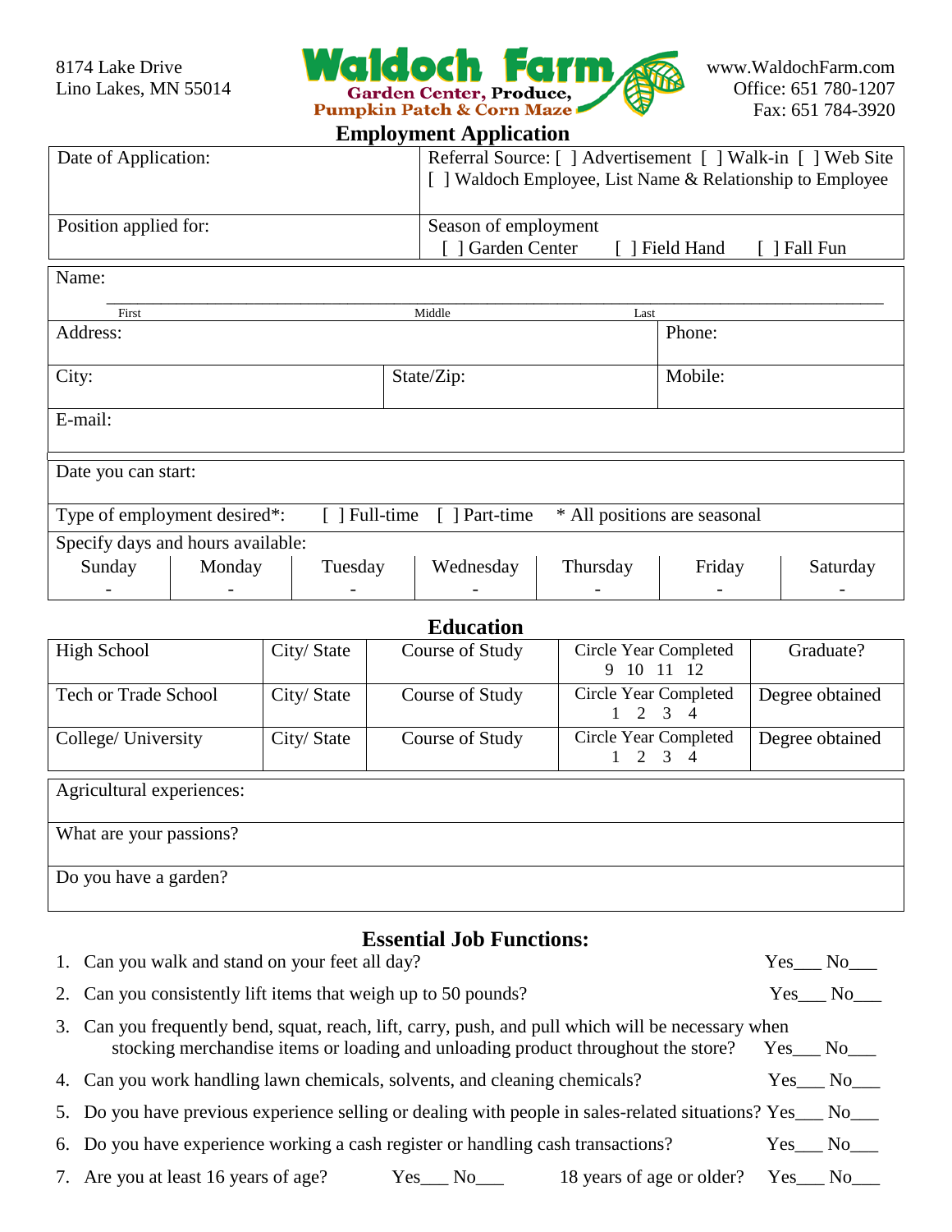8174 Lake Drive
Lino Lakes, MN 55014

# Waldoch Farm

Garden Center, Produce, Pumpkin Patch & Corn Maze

www.WaldochFarm.com
Office: 651 780-1207
Fax: 651 784-3920

## Employment Application

| Date of Application: | Referral Source: [ ] Advertisement [ ] Walk-in [ ] Web Site [ ] Waldoch Employee, List Name & Relationship to Employee |
|---|---|
| Position applied for: | Season of employment [ ] Garden Center [ ] Field Hand [ ] Fall Fun |

Name:
_______________________________________________
First Middle Last

| Address: | | Phone: |
|---|---|---|
| City: | State/Zip: | Mobile: |
| E-mail: | | |

Date you can start:

Type of employment desired*: [ ] Full-time [ ] Part-time * All positions are seasonal

Specify days and hours available:

| Sunday | Monday | Tuesday | Wednesday | Thursday | Friday | Saturday |
|---|---|---|---|---|---|---|
| - | - | - | - | - | - | - |

## Education

| High School | City/ State | Course of Study | Circle Year Completed 9 10 11 12 | Graduate? |
|---|---|---|---|---|
| Tech or Trade School | City/ State | Course of Study | Circle Year Completed 1 2 3 4 | Degree obtained |
| College/ University | City/ State | Course of Study | Circle Year Completed 1 2 3 4 | Degree obtained |

Agricultural experiences:

What are your passions?

Do you have a garden?

## Essential Job Functions:

1. Can you walk and stand on your feet all day? Yes___ No___
2. Can you consistently lift items that weigh up to 50 pounds? Yes___ No___
3. Can you frequently bend, squat, reach, lift, carry, push, and pull which will be necessary when stocking merchandise items or loading and unloading product throughout the store? Yes___ No___
4. Can you work handling lawn chemicals, solvents, and cleaning chemicals? Yes___ No___
5. Do you have previous experience selling or dealing with people in sales-related situations? Yes___ No___
6. Do you have experience working a cash register or handling cash transactions? Yes___ No___
7. Are you at least 16 years of age? Yes___ No___ 18 years of age or older? Yes___ No___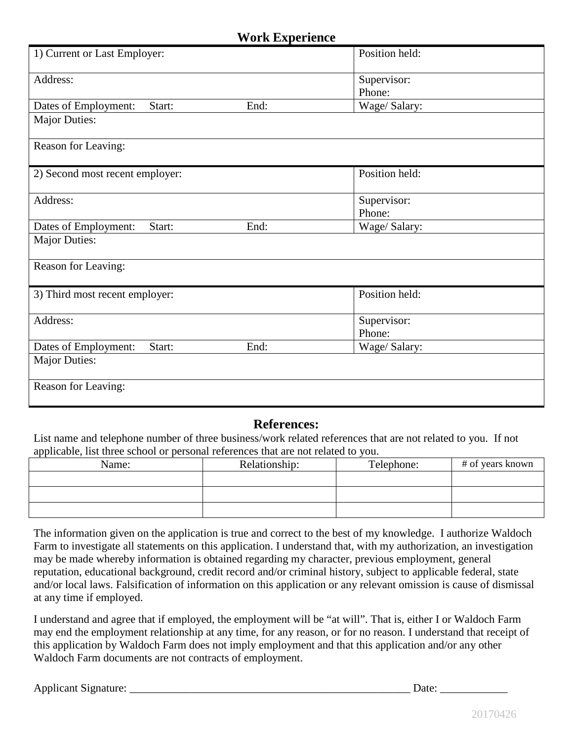## Work Experience

| | | | |
|---|---|---|---|
| 1) Current or Last Employer: | | | Position held: |
| Address: | | | Supervisor:<br>Phone: |
| Dates of Employment: | Start: | End: | Wage/ Salary: |
| Major Duties: | | | |
| Reason for Leaving: | | | |
| 2) Second most recent employer: | | | Position held: |
| Address: | | | Supervisor:<br>Phone: |
| Dates of Employment: | Start: | End: | Wage/ Salary: |
| Major Duties: | | | |
| Reason for Leaving: | | | |
| 3) Third most recent employer: | | | Position held: |
| Address: | | | Supervisor:<br>Phone: |
| Dates of Employment: | Start: | End: | Wage/ Salary: |
| Major Duties: | | | |
| Reason for Leaving: | | | |

## References:

List name and telephone number of three business/work related references that are not related to you. If not applicable, list three school or personal references that are not related to you.

| Name: | Relationship: | Telephone: | # of years known |
|---|---|---|---|
| | | | |
| | | | |
| | | | |

The information given on the application is true and correct to the best of my knowledge. I authorize Waldoch Farm to investigate all statements on this application. I understand that, with my authorization, an investigation may be made whereby information is obtained regarding my character, previous employment, general reputation, educational background, credit record and/or criminal history, subject to applicable federal, state and/or local laws. Falsification of information on this application or any relevant omission is cause of dismissal at any time if employed.

I understand and agree that if employed, the employment will be "at will". That is, either I or Waldoch Farm may end the employment relationship at any time, for any reason, or for no reason. I understand that receipt of this application by Waldoch Farm does not imply employment and that this application and/or any other Waldoch Farm documents are not contracts of employment.

Applicant Signature: ____________________________________________________ Date: ____________

20170426